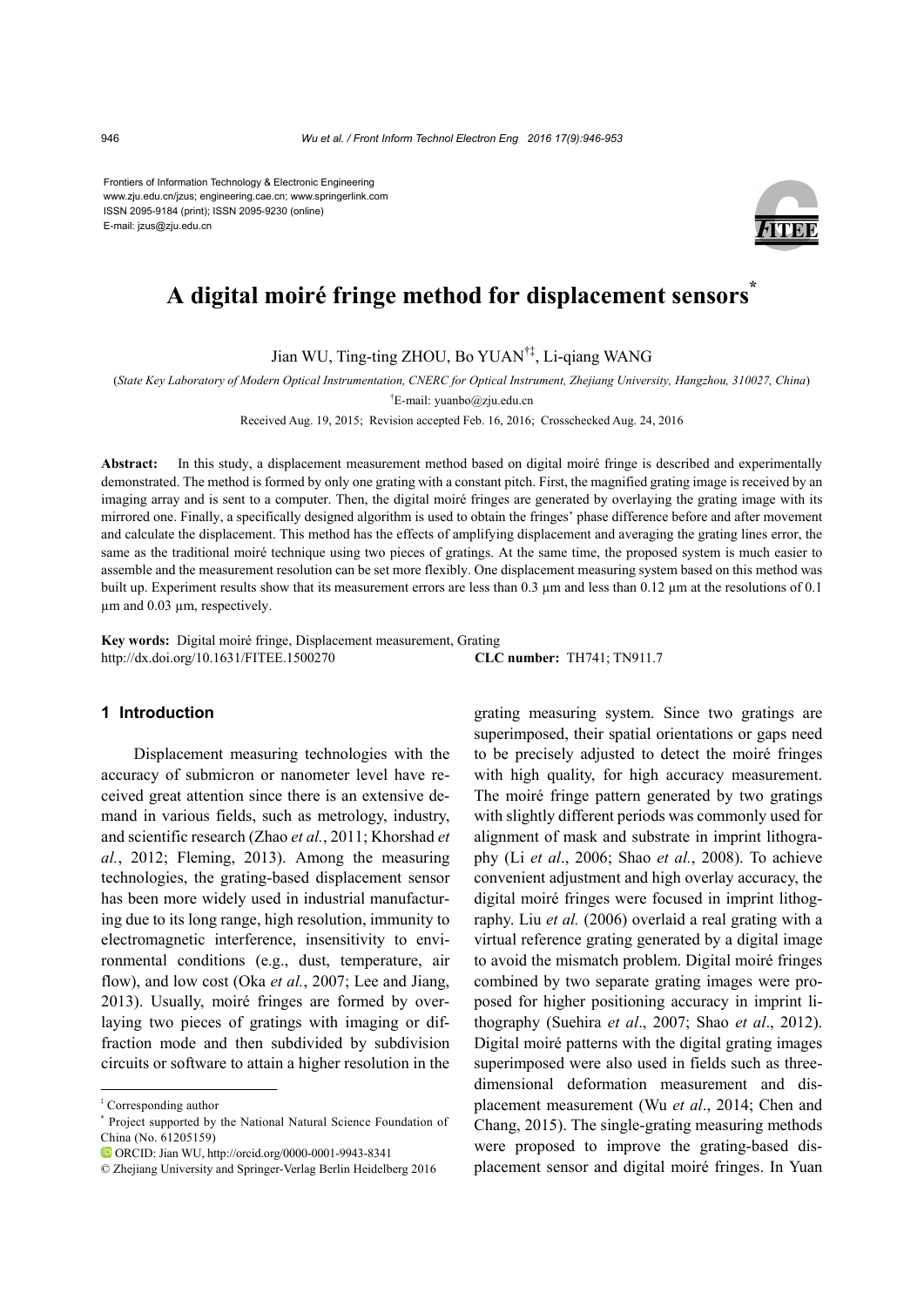Frontiers of Information Technology & Electronic Engineering
www.zju.edu.cn/jzus; engineering.cae.cn; www.springerlink.com
ISSN 2095-9184 (print); ISSN 2095-9230 (online)
E-mail: jzus@zju.edu.cn

# A digital moiré fringe method for displacement sensors*

Jian WU, Ting-ting ZHOU, Bo YUAN†‡, Li-qiang WANG

(*State Key Laboratory of Modern Optical Instrumentation, CNERC for Optical Instrument, Zhejiang University, Hangzhou, 310027, China*)

†E-mail: yuanbo@zju.edu.cn

Received Aug. 19, 2015; Revision accepted Feb. 16, 2016; Crosschecked Aug. 24, 2016

**Abstract:** In this study, a displacement measurement method based on digital moiré fringe is described and experimentally demonstrated. The method is formed by only one grating with a constant pitch. First, the magnified grating image is received by an imaging array and is sent to a computer. Then, the digital moiré fringes are generated by overlaying the grating image with its mirrored one. Finally, a specifically designed algorithm is used to obtain the fringes' phase difference before and after movement and calculate the displacement. This method has the effects of amplifying displacement and averaging the grating lines error, the same as the traditional moiré technique using two pieces of gratings. At the same time, the proposed system is much easier to assemble and the measurement resolution can be set more flexibly. One displacement measuring system based on this method was built up. Experiment results show that its measurement errors are less than 0.3 μm and less than 0.12 μm at the resolutions of 0.1 μm and 0.03 μm, respectively.

**Key words:** Digital moiré fringe, Displacement measurement, Grating
http://dx.doi.org/10.1631/FITEE.1500270 **CLC number:** TH741; TN911.7

## 1 Introduction

Displacement measuring technologies with the accuracy of submicron or nanometer level have received great attention since there is an extensive demand in various fields, such as metrology, industry, and scientific research (Zhao *et al.*, 2011; Khorshad *et al.*, 2012; Fleming, 2013). Among the measuring technologies, the grating-based displacement sensor has been more widely used in industrial manufacturing due to its long range, high resolution, immunity to electromagnetic interference, insensitivity to environmental conditions (e.g., dust, temperature, air flow), and low cost (Oka *et al.*, 2007; Lee and Jiang, 2013). Usually, moiré fringes are formed by overlaying two pieces of gratings with imaging or diffraction mode and then subdivided by subdivision circuits or software to attain a higher resolution in the grating measuring system. Since two gratings are superimposed, their spatial orientations or gaps need to be precisely adjusted to detect the moiré fringes with high quality, for high accuracy measurement. The moiré fringe pattern generated by two gratings with slightly different periods was commonly used for alignment of mask and substrate in imprint lithography (Li *et al*., 2006; Shao *et al.*, 2008). To achieve convenient adjustment and high overlay accuracy, the digital moiré fringes were focused in imprint lithography. Liu *et al.* (2006) overlaid a real grating with a virtual reference grating generated by a digital image to avoid the mismatch problem. Digital moiré fringes combined by two separate grating images were proposed for higher positioning accuracy in imprint lithography (Suehira *et al*., 2007; Shao *et al*., 2012). Digital moiré patterns with the digital grating images superimposed were also used in fields such as three-dimensional deformation measurement and displacement measurement (Wu *et al*., 2014; Chen and Chang, 2015). The single-grating measuring methods were proposed to improve the grating-based displacement sensor and digital moiré fringes. In Yuan

‡ Corresponding author

\* Project supported by the National Natural Science Foundation of China (No. 61205159)

ORCID: Jian WU, http://orcid.org/0000-0001-9943-8341

© Zhejiang University and Springer-Verlag Berlin Heidelberg 2016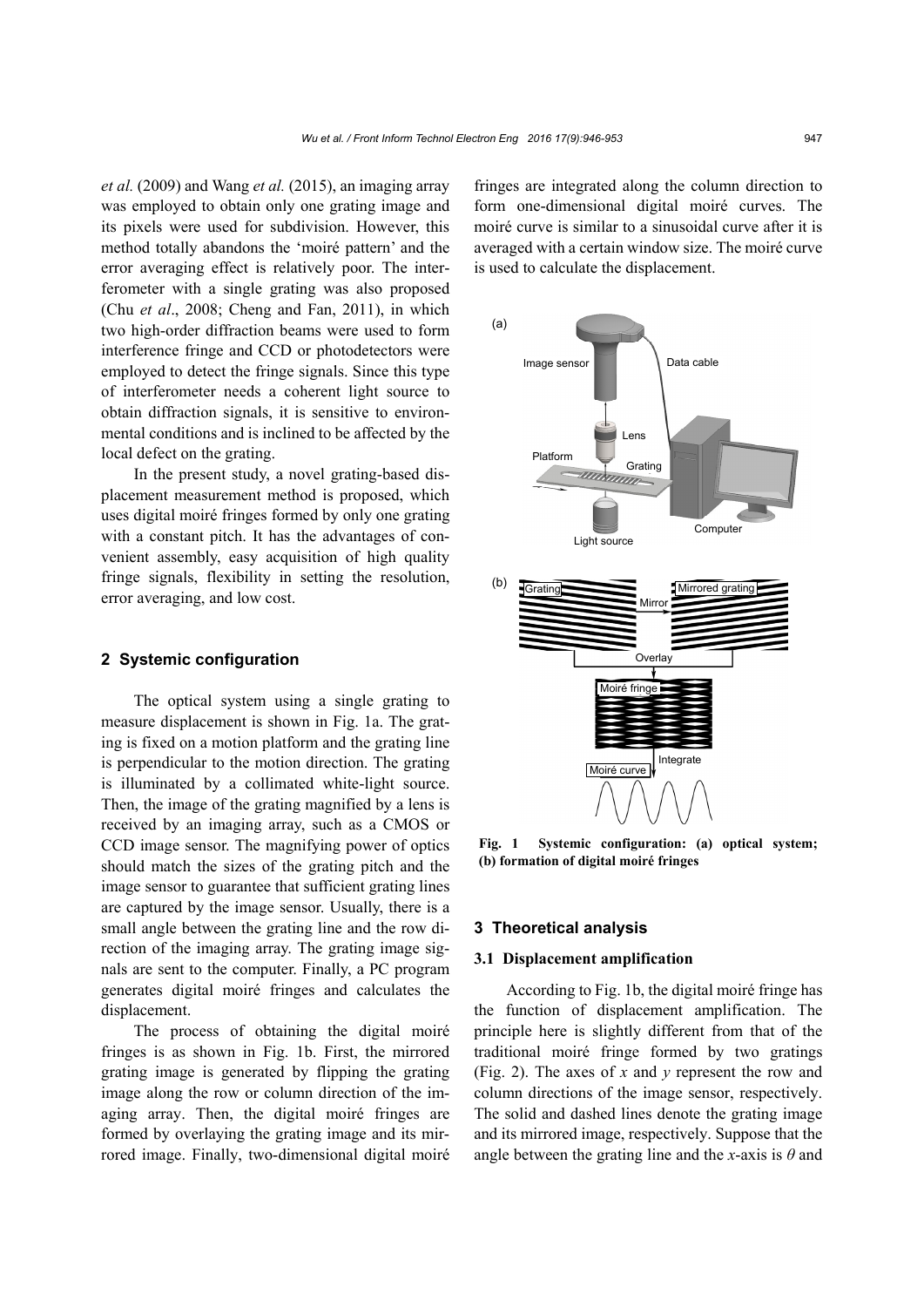*et al.* (2009) and Wang *et al.* (2015), an imaging array was employed to obtain only one grating image and its pixels were used for subdivision. However, this method totally abandons the 'moiré pattern' and the error averaging effect is relatively poor. The interferometer with a single grating was also proposed (Chu *et al*., 2008; Cheng and Fan, 2011), in which two high-order diffraction beams were used to form interference fringe and CCD or photodetectors were employed to detect the fringe signals. Since this type of interferometer needs a coherent light source to obtain diffraction signals, it is sensitive to environmental conditions and is inclined to be affected by the local defect on the grating.

In the present study, a novel grating-based displacement measurement method is proposed, which uses digital moiré fringes formed by only one grating with a constant pitch. It has the advantages of convenient assembly, easy acquisition of high quality fringe signals, flexibility in setting the resolution, error averaging, and low cost.

## 2 Systemic configuration

The optical system using a single grating to measure displacement is shown in Fig. 1a. The grating is fixed on a motion platform and the grating line is perpendicular to the motion direction. The grating is illuminated by a collimated white-light source. Then, the image of the grating magnified by a lens is received by an imaging array, such as a CMOS or CCD image sensor. The magnifying power of optics should match the sizes of the grating pitch and the image sensor to guarantee that sufficient grating lines are captured by the image sensor. Usually, there is a small angle between the grating line and the row direction of the imaging array. The grating image signals are sent to the computer. Finally, a PC program generates digital moiré fringes and calculates the displacement.

The process of obtaining the digital moiré fringes is as shown in Fig. 1b. First, the mirrored grating image is generated by flipping the grating image along the row or column direction of the imaging array. Then, the digital moiré fringes are formed by overlaying the grating image and its mirrored image. Finally, two-dimensional digital moiré fringes are integrated along the column direction to form one-dimensional digital moiré curves. The moiré curve is similar to a sinusoidal curve after it is averaged with a certain window size. The moiré curve is used to calculate the displacement.

**Fig. 1 Systemic configuration: (a) optical system; (b) formation of digital moiré fringes**

## 3 Theoretical analysis

### 3.1 Displacement amplification

According to Fig. 1b, the digital moiré fringe has the function of displacement amplification. The principle here is slightly different from that of the traditional moiré fringe formed by two gratings (Fig. 2). The axes of $x$ and $y$ represent the row and column directions of the image sensor, respectively. The solid and dashed lines denote the grating image and its mirrored image, respectively. Suppose that the angle between the grating line and the $x$-axis is $\theta$ and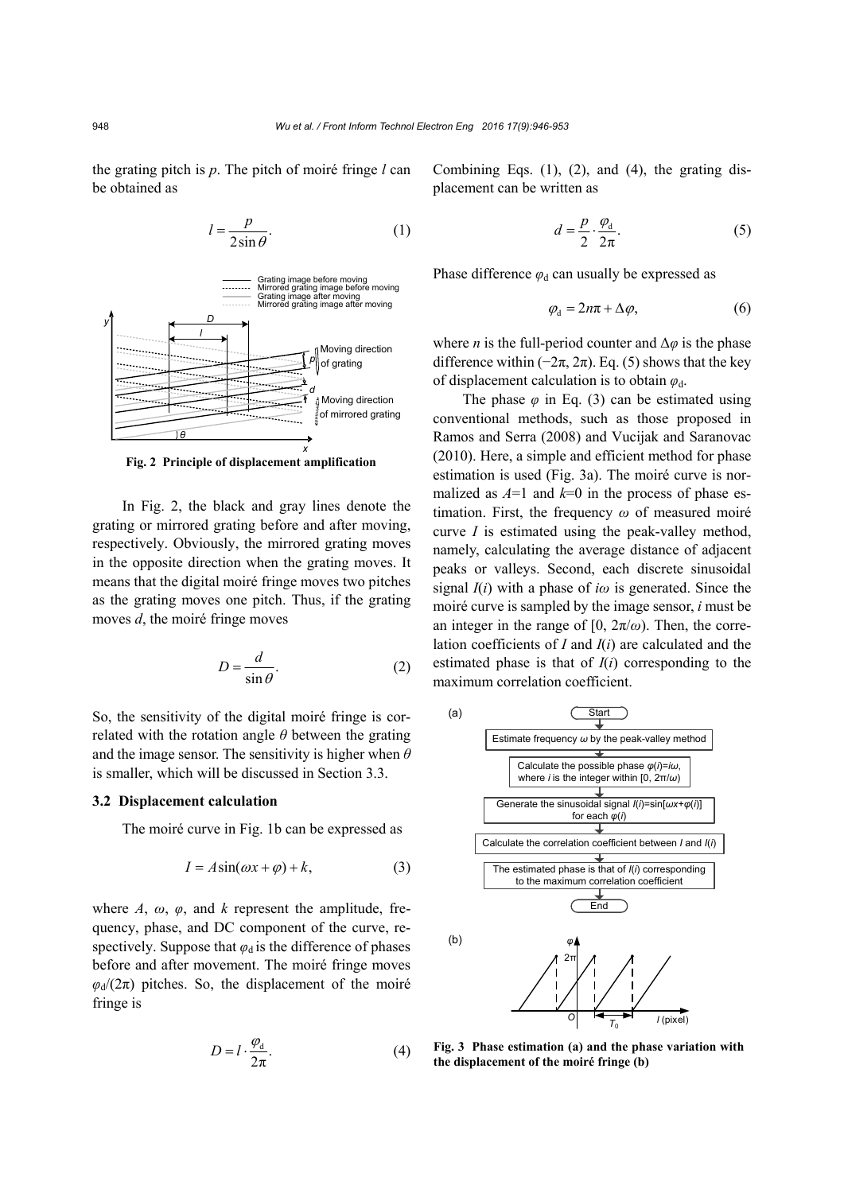the grating pitch is $p$. The pitch of moiré fringe $l$ can be obtained as

$$l = \frac{p}{2\sin\theta}. \tag{1}$$

Fig. 2 Principle of displacement amplification

In Fig. 2, the black and gray lines denote the grating or mirrored grating before and after moving, respectively. Obviously, the mirrored grating moves in the opposite direction when the grating moves. It means that the digital moiré fringe moves two pitches as the grating moves one pitch. Thus, if the grating moves $d$, the moiré fringe moves

$$D = \frac{d}{\sin\theta}. \tag{2}$$

So, the sensitivity of the digital moiré fringe is correlated with the rotation angle $\theta$ between the grating and the image sensor. The sensitivity is higher when $\theta$ is smaller, which will be discussed in Section 3.3.

### 3.2 Displacement calculation

The moiré curve in Fig. 1b can be expressed as

$$I = A\sin(\omega x + \varphi) + k, \tag{3}$$

where $A$, $\omega$, $\varphi$, and $k$ represent the amplitude, frequency, phase, and DC component of the curve, respectively. Suppose that $\varphi_d$ is the difference of phases before and after movement. The moiré fringe moves $\varphi_d/(2\pi)$ pitches. So, the displacement of the moiré fringe is

$$D = l \cdot \frac{\varphi_d}{2\pi}. \tag{4}$$

Combining Eqs. (1), (2), and (4), the grating displacement can be written as

$$d = \frac{p}{2} \cdot \frac{\varphi_d}{2\pi}. \tag{5}$$

Phase difference $\varphi_d$ can usually be expressed as

$$\varphi_d = 2n\pi + \Delta\varphi, \tag{6}$$

where $n$ is the full-period counter and $\Delta\varphi$ is the phase difference within $(-2\pi, 2\pi)$. Eq. (5) shows that the key of displacement calculation is to obtain $\varphi_d$.

The phase $\varphi$ in Eq. (3) can be estimated using conventional methods, such as those proposed in Ramos and Serra (2008) and Vucijak and Saranovac (2010). Here, a simple and efficient method for phase estimation is used (Fig. 3a). The moiré curve is normalized as $A$=1 and $k$=0 in the process of phase estimation. First, the frequency $\omega$ of measured moiré curve $I$ is estimated using the peak-valley method, namely, calculating the average distance of adjacent peaks or valleys. Second, each discrete sinusoidal signal $I(i)$ with a phase of $i\omega$ is generated. Since the moiré curve is sampled by the image sensor, $i$ must be an integer in the range of $[0, 2\pi/\omega)$. Then, the correlation coefficients of $I$ and $I(i)$ are calculated and the estimated phase is that of $I(i)$ corresponding to the maximum correlation coefficient.

Fig. 3 Phase estimation (a) and the phase variation with the displacement of the moiré fringe (b)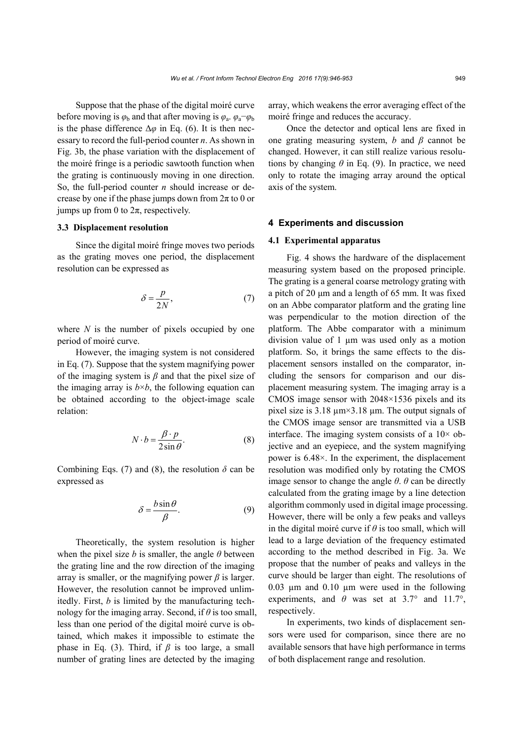Suppose that the phase of the digital moiré curve before moving is $\varphi_b$ and that after moving is $\varphi_a$. $\varphi_a-\varphi_b$ is the phase difference $\Delta\varphi$ in Eq. (6). It is then necessary to record the full-period counter $n$. As shown in Fig. 3b, the phase variation with the displacement of the moiré fringe is a periodic sawtooth function when the grating is continuously moving in one direction. So, the full-period counter $n$ should increase or decrease by one if the phase jumps down from $2\pi$ to 0 or jumps up from 0 to $2\pi$, respectively.

### 3.3 Displacement resolution

Since the digital moiré fringe moves two periods as the grating moves one period, the displacement resolution can be expressed as

$$\delta = \frac{p}{2N}, \tag{7}$$

where $N$ is the number of pixels occupied by one period of moiré curve.

However, the imaging system is not considered in Eq. (7). Suppose that the system magnifying power of the imaging system is $\beta$ and that the pixel size of the imaging array is $b\times b$, the following equation can be obtained according to the object-image scale relation:

$$N \cdot b = \frac{\beta \cdot p}{2\sin\theta}. \tag{8}$$

Combining Eqs. (7) and (8), the resolution $\delta$ can be expressed as

$$\delta = \frac{b\sin\theta}{\beta}. \tag{9}$$

Theoretically, the system resolution is higher when the pixel size $b$ is smaller, the angle $\theta$ between the grating line and the row direction of the imaging array is smaller, or the magnifying power $\beta$ is larger. However, the resolution cannot be improved unlimitedly. First, $b$ is limited by the manufacturing technology for the imaging array. Second, if $\theta$ is too small, less than one period of the digital moiré curve is obtained, which makes it impossible to estimate the phase in Eq. (3). Third, if $\beta$ is too large, a small number of grating lines are detected by the imaging array, which weakens the error averaging effect of the moiré fringe and reduces the accuracy.

Once the detector and optical lens are fixed in one grating measuring system, $b$ and $\beta$ cannot be changed. However, it can still realize various resolutions by changing $\theta$ in Eq. (9). In practice, we need only to rotate the imaging array around the optical axis of the system.

## 4 Experiments and discussion

### 4.1 Experimental apparatus

Fig. 4 shows the hardware of the displacement measuring system based on the proposed principle. The grating is a general coarse metrology grating with a pitch of 20 μm and a length of 65 mm. It was fixed on an Abbe comparator platform and the grating line was perpendicular to the motion direction of the platform. The Abbe comparator with a minimum division value of 1 μm was used only as a motion platform. So, it brings the same effects to the displacement sensors installed on the comparator, including the sensors for comparison and our displacement measuring system. The imaging array is a CMOS image sensor with 2048×1536 pixels and its pixel size is 3.18 μm×3.18 μm. The output signals of the CMOS image sensor are transmitted via a USB interface. The imaging system consists of a 10× objective and an eyepiece, and the system magnifying power is 6.48×. In the experiment, the displacement resolution was modified only by rotating the CMOS image sensor to change the angle $\theta$. $\theta$ can be directly calculated from the grating image by a line detection algorithm commonly used in digital image processing. However, there will be only a few peaks and valleys in the digital moiré curve if $\theta$ is too small, which will lead to a large deviation of the frequency estimated according to the method described in Fig. 3a. We propose that the number of peaks and valleys in the curve should be larger than eight. The resolutions of 0.03 μm and 0.10 μm were used in the following experiments, and $\theta$ was set at 3.7° and 11.7°, respectively.

In experiments, two kinds of displacement sensors were used for comparison, since there are no available sensors that have high performance in terms of both displacement range and resolution.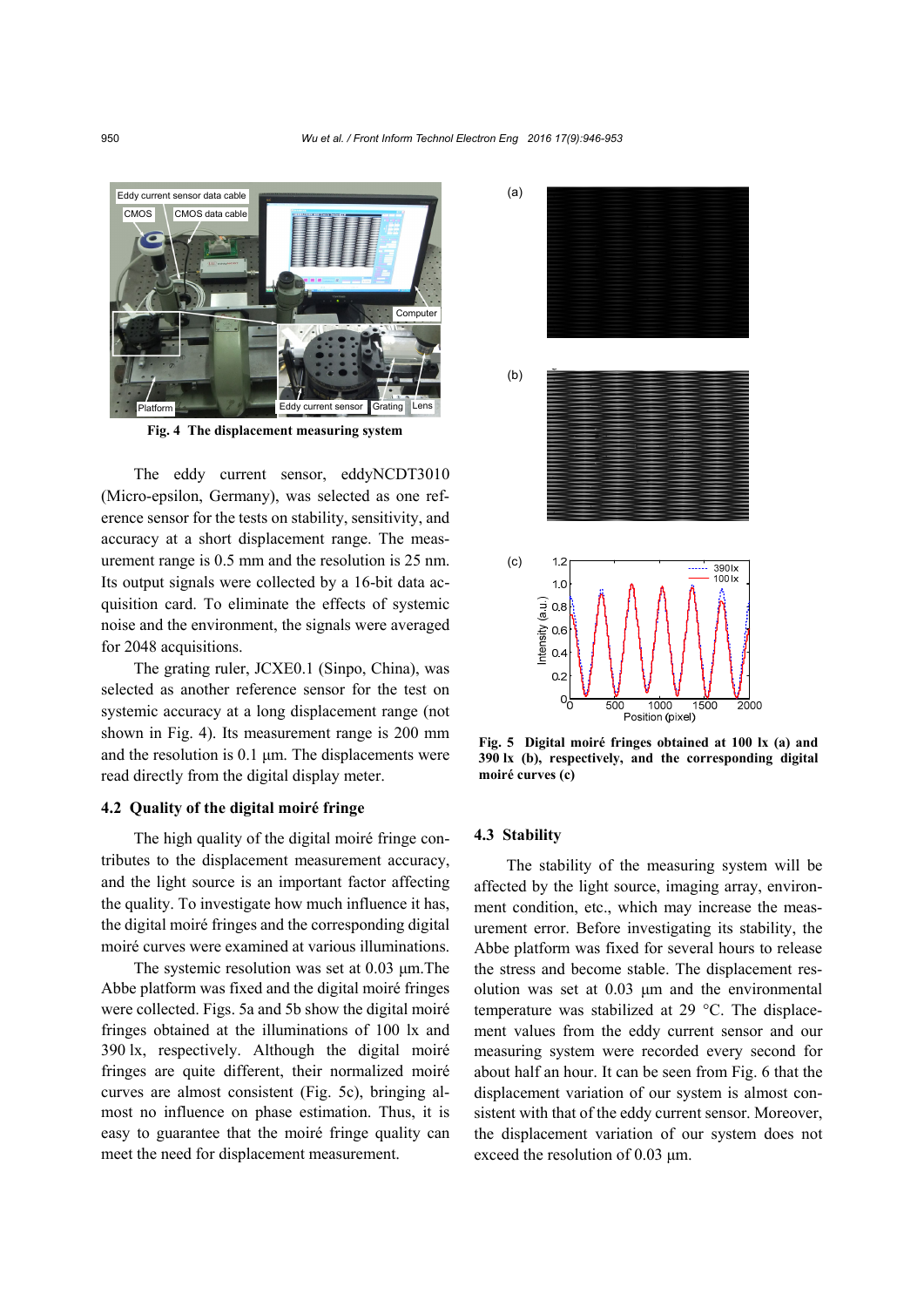Fig. 4 The displacement measuring system

The eddy current sensor, eddyNCDT3010 (Micro-epsilon, Germany), was selected as one reference sensor for the tests on stability, sensitivity, and accuracy at a short displacement range. The measurement range is 0.5 mm and the resolution is 25 nm. Its output signals were collected by a 16-bit data acquisition card. To eliminate the effects of systemic noise and the environment, the signals were averaged for 2048 acquisitions.

The grating ruler, JCXE0.1 (Sinpo, China), was selected as another reference sensor for the test on systemic accuracy at a long displacement range (not shown in Fig. 4). Its measurement range is 200 mm and the resolution is 0.1 μm. The displacements were read directly from the digital display meter.

### 4.2 Quality of the digital moiré fringe

The high quality of the digital moiré fringe contributes to the displacement measurement accuracy, and the light source is an important factor affecting the quality. To investigate how much influence it has, the digital moiré fringes and the corresponding digital moiré curves were examined at various illuminations.

The systemic resolution was set at 0.03 μm.The Abbe platform was fixed and the digital moiré fringes were collected. Figs. 5a and 5b show the digital moiré fringes obtained at the illuminations of 100 lx and 390 lx, respectively. Although the digital moiré fringes are quite different, their normalized moiré curves are almost consistent (Fig. 5c), bringing almost no influence on phase estimation. Thus, it is easy to guarantee that the moiré fringe quality can meet the need for displacement measurement.

**Fig. 5 Digital moiré fringes obtained at 100 lx (a) and 390 lx (b), respectively, and the corresponding digital moiré curves (c)**

### 4.3 Stability

The stability of the measuring system will be affected by the light source, imaging array, environment condition, etc., which may increase the measurement error. Before investigating its stability, the Abbe platform was fixed for several hours to release the stress and become stable. The displacement resolution was set at 0.03 μm and the environmental temperature was stabilized at 29 °C. The displacement values from the eddy current sensor and our measuring system were recorded every second for about half an hour. It can be seen from Fig. 6 that the displacement variation of our system is almost consistent with that of the eddy current sensor. Moreover, the displacement variation of our system does not exceed the resolution of 0.03 μm.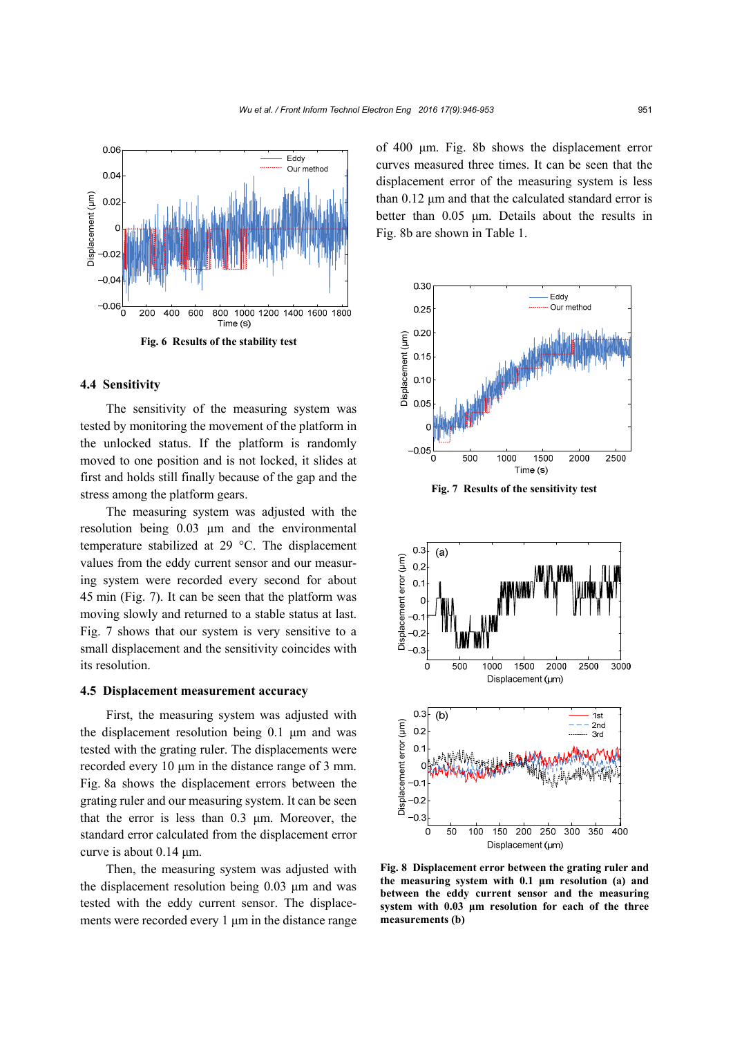Fig. 6 Results of the stability test

### 4.4 Sensitivity

The sensitivity of the measuring system was tested by monitoring the movement of the platform in the unlocked status. If the platform is randomly moved to one position and is not locked, it slides at first and holds still finally because of the gap and the stress among the platform gears.

The measuring system was adjusted with the resolution being 0.03 μm and the environmental temperature stabilized at 29 °C. The displacement values from the eddy current sensor and our measuring system were recorded every second for about 45 min (Fig. 7). It can be seen that the platform was moving slowly and returned to a stable status at last. Fig. 7 shows that our system is very sensitive to a small displacement and the sensitivity coincides with its resolution.

### 4.5 Displacement measurement accuracy

First, the measuring system was adjusted with the displacement resolution being 0.1 μm and was tested with the grating ruler. The displacements were recorded every 10 μm in the distance range of 3 mm. Fig. 8a shows the displacement errors between the grating ruler and our measuring system. It can be seen that the error is less than 0.3 μm. Moreover, the standard error calculated from the displacement error curve is about 0.14 μm.

Then, the measuring system was adjusted with the displacement resolution being 0.03 μm and was tested with the eddy current sensor. The displacements were recorded every 1 μm in the distance range of 400 μm. Fig. 8b shows the displacement error curves measured three times. It can be seen that the displacement error of the measuring system is less than 0.12 μm and that the calculated standard error is better than 0.05 μm. Details about the results in Fig. 8b are shown in Table 1.

Fig. 7 Results of the sensitivity test

Fig. 8 Displacement error between the grating ruler and the measuring system with 0.1 μm resolution (a) and between the eddy current sensor and the measuring system with 0.03 μm resolution for each of the three measurements (b)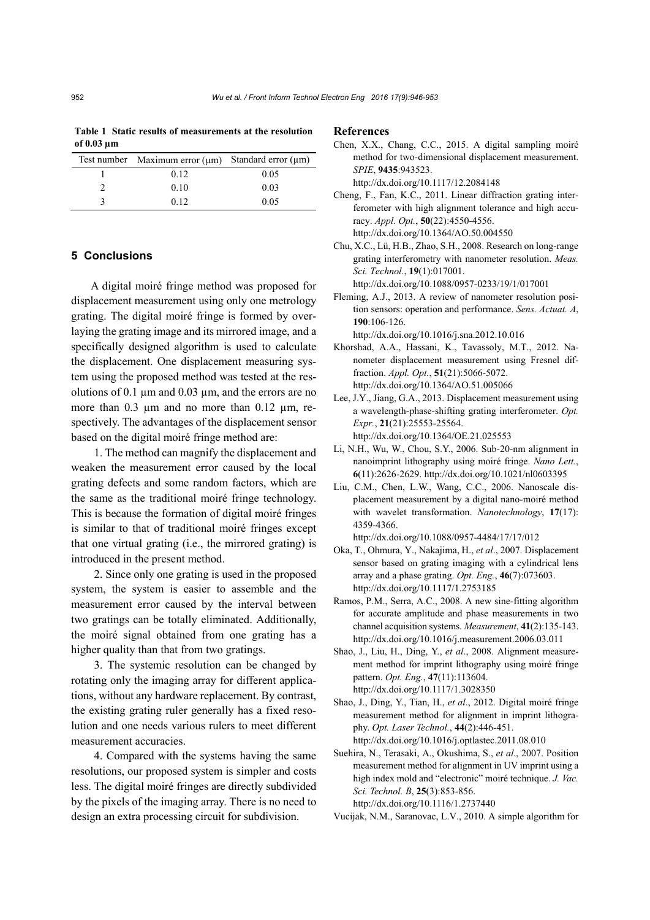**Table 1 Static results of measurements at the resolution of 0.03 μm**

| Test number | Maximum error (μm) | Standard error (μm) |
|---|---|---|
| 1 | 0.12 | 0.05 |
| 2 | 0.10 | 0.03 |
| 3 | 0.12 | 0.05 |

## 5 Conclusions

A digital moiré fringe method was proposed for displacement measurement using only one metrology grating. The digital moiré fringe is formed by overlaying the grating image and its mirrored image, and a specifically designed algorithm is used to calculate the displacement. One displacement measuring system using the proposed method was tested at the resolutions of 0.1 μm and 0.03 μm, and the errors are no more than 0.3 μm and no more than 0.12 μm, respectively. The advantages of the displacement sensor based on the digital moiré fringe method are:

1. The method can magnify the displacement and weaken the measurement error caused by the local grating defects and some random factors, which are the same as the traditional moiré fringe technology. This is because the formation of digital moiré fringes is similar to that of traditional moiré fringes except that one virtual grating (i.e., the mirrored grating) is introduced in the present method.

2. Since only one grating is used in the proposed system, the system is easier to assemble and the measurement error caused by the interval between two gratings can be totally eliminated. Additionally, the moiré signal obtained from one grating has a higher quality than that from two gratings.

3. The systemic resolution can be changed by rotating only the imaging array for different applications, without any hardware replacement. By contrast, the existing grating ruler generally has a fixed resolution and one needs various rulers to meet different measurement accuracies.

4. Compared with the systems having the same resolutions, our proposed system is simpler and costs less. The digital moiré fringes are directly subdivided by the pixels of the imaging array. There is no need to design an extra processing circuit for subdivision.

## References

Chen, X.X., Chang, C.C., 2015. A digital sampling moiré method for two-dimensional displacement measurement. *SPIE*, **9435**:943523. http://dx.doi.org/10.1117/12.2084148

Cheng, F., Fan, K.C., 2011. Linear diffraction grating interferometer with high alignment tolerance and high accuracy. *Appl. Opt.*, **50**(22):4550-4556. http://dx.doi.org/10.1364/AO.50.004550

Chu, X.C., Lü, H.B., Zhao, S.H., 2008. Research on long-range grating interferometry with nanometer resolution. *Meas. Sci. Technol.*, **19**(1):017001. http://dx.doi.org/10.1088/0957-0233/19/1/017001

Fleming, A.J., 2013. A review of nanometer resolution position sensors: operation and performance. *Sens. Actuat. A*, **190**:106-126. http://dx.doi.org/10.1016/j.sna.2012.10.016

Khorshad, A.A., Hassani, K., Tavassoly, M.T., 2012. Nanometer displacement measurement using Fresnel diffraction. *Appl. Opt.*, **51**(21):5066-5072. http://dx.doi.org/10.1364/AO.51.005066

Lee, J.Y., Jiang, G.A., 2013. Displacement measurement using a wavelength-phase-shifting grating interferometer. *Opt. Expr.*, **21**(21):25553-25564. http://dx.doi.org/10.1364/OE.21.025553

Li, N.H., Wu, W., Chou, S.Y., 2006. Sub-20-nm alignment in nanoimprint lithography using moiré fringe. *Nano Lett.*, **6**(11):2626-2629. http://dx.doi.org/10.1021/nl0603395

Liu, C.M., Chen, L.W., Wang, C.C., 2006. Nanoscale displacement measurement by a digital nano-moiré method with wavelet transformation. *Nanotechnology*, **17**(17): 4359-4366. http://dx.doi.org/10.1088/0957-4484/17/17/012

Oka, T., Ohmura, Y., Nakajima, H., *et al*., 2007. Displacement sensor based on grating imaging with a cylindrical lens array and a phase grating. *Opt. Eng.*, **46**(7):073603. http://dx.doi.org/10.1117/1.2753185

Ramos, P.M., Serra, A.C., 2008. A new sine-fitting algorithm for accurate amplitude and phase measurements in two channel acquisition systems. *Measurement*, **41**(2):135-143. http://dx.doi.org/10.1016/j.measurement.2006.03.011

Shao, J., Liu, H., Ding, Y., *et al*., 2008. Alignment measurement method for imprint lithography using moiré fringe pattern. *Opt. Eng.*, **47**(11):113604. http://dx.doi.org/10.1117/1.3028350

Shao, J., Ding, Y., Tian, H., *et al*., 2012. Digital moiré fringe measurement method for alignment in imprint lithography. *Opt. Laser Technol.*, **44**(2):446-451. http://dx.doi.org/10.1016/j.optlastec.2011.08.010

Suehira, N., Terasaki, A., Okushima, S., *et al*., 2007. Position measurement method for alignment in UV imprint using a high index mold and "electronic" moiré technique. *J. Vac. Sci. Technol. B*, **25**(3):853-856. http://dx.doi.org/10.1116/1.2737440

Vucijak, N.M., Saranovac, L.V., 2010. A simple algorithm for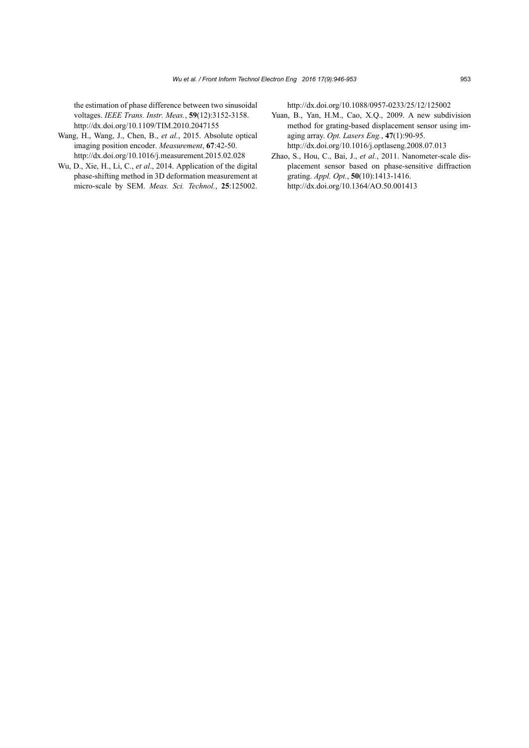the estimation of phase difference between two sinusoidal voltages. *IEEE Trans. Instr. Meas.*, **59**(12):3152-3158. http://dx.doi.org/10.1109/TIM.2010.2047155

Wang, H., Wang, J., Chen, B., *et al.*, 2015. Absolute optical imaging position encoder. *Measurement*, **67**:42-50. http://dx.doi.org/10.1016/j.measurement.2015.02.028

Wu, D., Xie, H., Li, C., *et al*., 2014. Application of the digital phase-shifting method in 3D deformation measurement at micro-scale by SEM. *Meas. Sci. Technol.*, **25**:125002. http://dx.doi.org/10.1088/0957-0233/25/12/125002

Yuan, B., Yan, H.M., Cao, X.Q., 2009. A new subdivision method for grating-based displacement sensor using imaging array. *Opt. Lasers Eng.*, **47**(1):90-95. http://dx.doi.org/10.1016/j.optlaseng.2008.07.013

Zhao, S., Hou, C., Bai, J., *et al.*, 2011. Nanometer-scale displacement sensor based on phase-sensitive diffraction grating. *Appl. Opt.*, **50**(10):1413-1416. http://dx.doi.org/10.1364/AO.50.001413